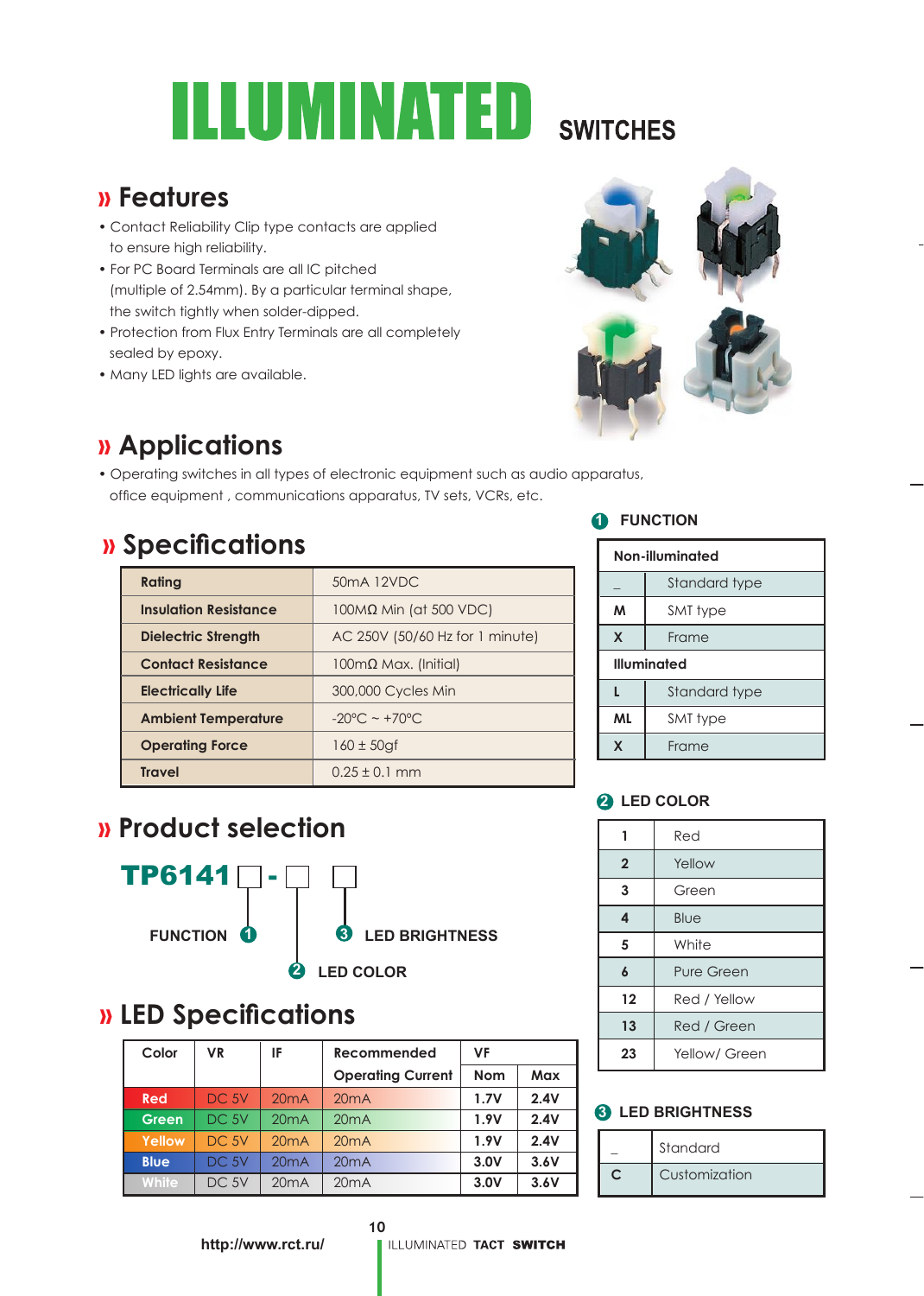# ILLUMINATED SWITCHES

## Features

- Contact Reliability Clip type contacts are applied to ensure high reliability.
- For PC Board Terminals are all IC pitched (multiple of 2.54mm). By a particular terminal shape, the switch tightly when solder-dipped.
- Protection from Flux Entry Terminals are all completely sealed by epoxy.
- Many LED lights are available.

## Applications

- Operating switches in all types of electronic equipment such as audio apparatus, office equipment , communications apparatus, TV sets, VCRs, etc.

## Specifications

| Rating | 50mA 12VDC |
|---|---|
| Insulation Resistance | 100MΩ Min (at 500 VDC) |
| Dielectric Strength | AC 250V (50/60 Hz for 1 minute) |
| Contact Resistance | 100mΩ Max. (Initial) |
| Electrically Life | 300,000 Cycles Min |
| Ambient Temperature | -20°C ~ +70°C |
| Operating Force | 160 ± 50gf |
| Travel | 0.25 ± 0.1 mm |

## Product selection

TP6141 ☐ - ☐ ☐

1. FUNCTION
2. LED COLOR
3. LED BRIGHTNESS

### 1 FUNCTION

| Non-illuminated | |
|---|---|
| _ | Standard type |
| M | SMT type |
| X | Frame |
| **Illuminated** | |
| L | Standard type |
| ML | SMT type |
| X | Frame |

### 2 LED COLOR

| 1 | Red |
|---|---|
| 2 | Yellow |
| 3 | Green |
| 4 | Blue |
| 5 | White |
| 6 | Pure Green |
| 12 | Red / Yellow |
| 13 | Red / Green |
| 23 | Yellow/ Green |

### 3 LED BRIGHTNESS

| _ | Standard |
|---|---|
| C | Customization |

## LED Specifications

| Color | VR | IF | Recommended Operating Current | VF | |
|---|---|---|---|---|---|
| | | | | Nom | Max |
| Red | DC 5V | 20mA | 20mA | 1.7V | 2.4V |
| Green | DC 5V | 20mA | 20mA | 1.9V | 2.4V |
| Yellow | DC 5V | 20mA | 20mA | 1.9V | 2.4V |
| Blue | DC 5V | 20mA | 20mA | 3.0V | 3.6V |
| White | DC 5V | 20mA | 20mA | 3.0V | 3.6V |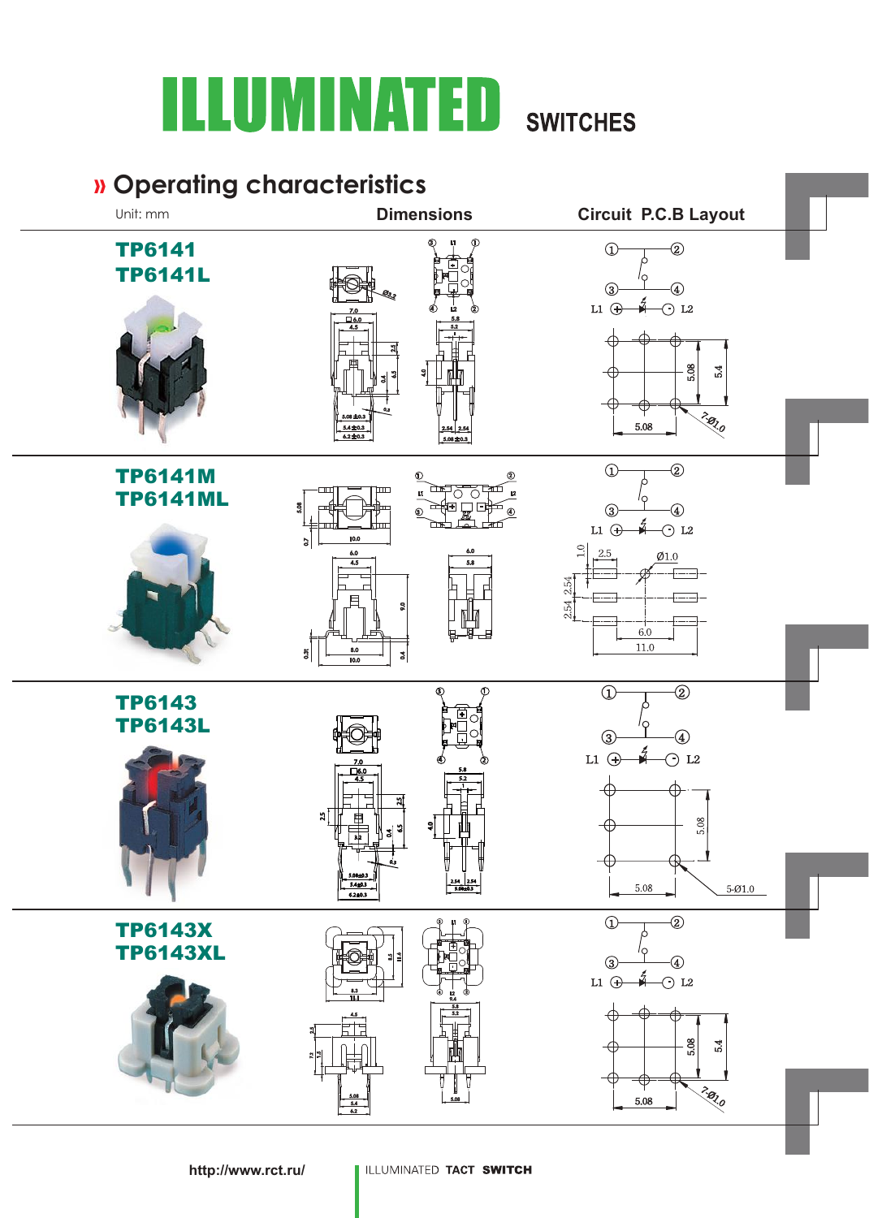# ILLUMINATED SWITCHES

## » Operating characteristics

Unit: mm

Dimensions

Circuit P.C.B Layout

### TP6141
### TP6141L

### TP6141M
### TP6141ML

### TP6143
### TP6143L

### TP6143X
### TP6143XL

http://www.rct.ru/

ILLUMINATED TACT **SWITCH**